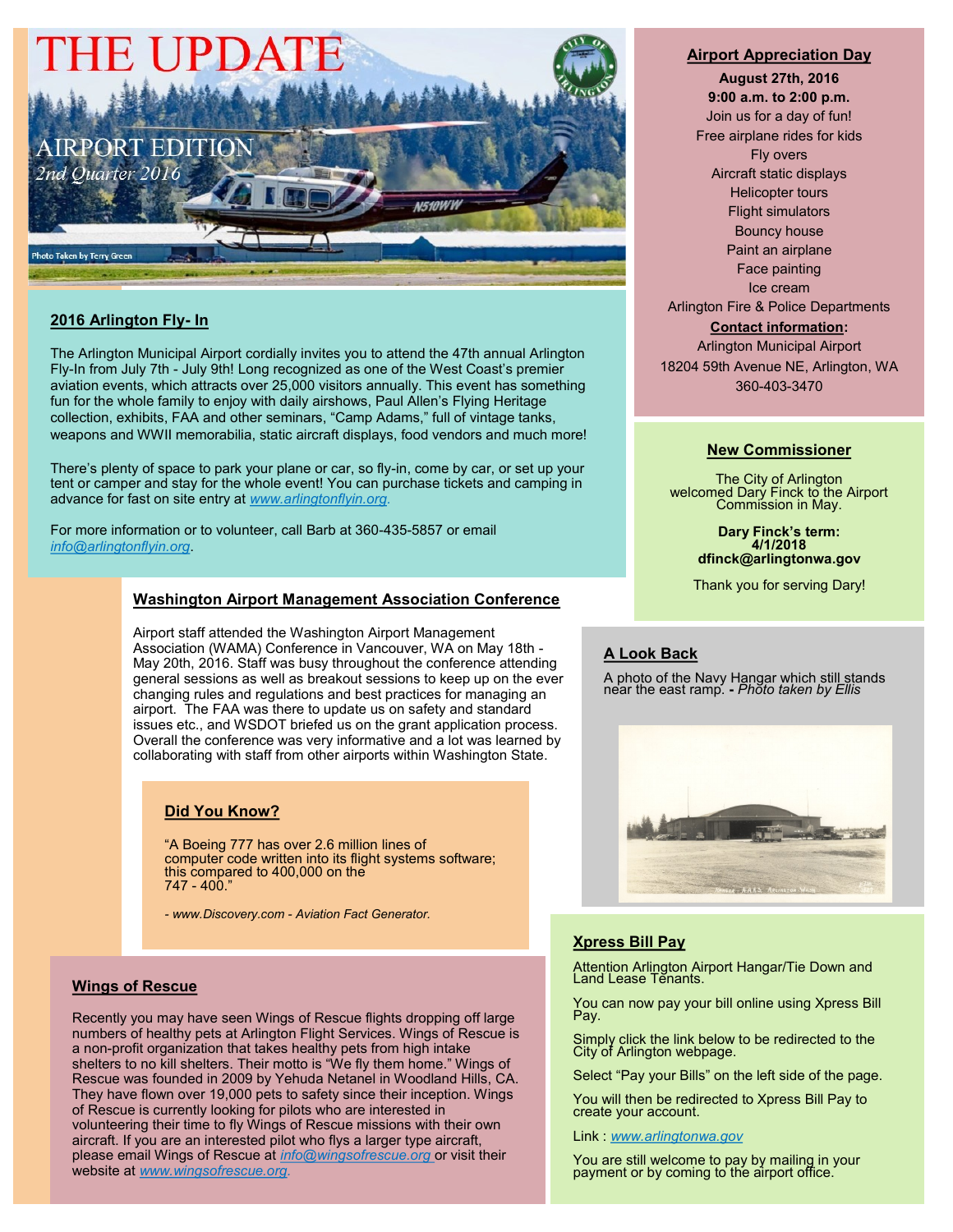# THE UPDATE

## AIRPORT EDITION

*2nd Quarter 2016*

Photo Taken by Terry Green

## 2016 Arlington Fly- In

The Arlington Municipal Airport cordially invites you to attend the 47th annual Arlington Fly-In from July 7th - July 9th! Long recognized as one of the West Coast's premier aviation events, which attracts over 25,000 visitors annually. This event has something fun for the whole family to enjoy with daily airshows, Paul Allen's Flying Heritage collection, exhibits, FAA and other seminars, "Camp Adams," full of vintage tanks, weapons and WWII memorabilia, static aircraft displays, food vendors and much more!

There's plenty of space to park your plane or car, so fly-in, come by car, or set up your tent or camper and stay for the whole event! You can purchase tickets and camping in advance for fast on site entry at www.arlingtonflyin.org.

For more information or to volunteer, call Barb at 360-435-5857 or email info@arlingtonflyin.org.

## Washington Airport Management Association Conference

Airport staff attended the Washington Airport Management Association (WAMA) Conference in Vancouver, WA on May 18th - May 20th, 2016. Staff was busy throughout the conference attending general sessions as well as breakout sessions to keep up on the ever changing rules and regulations and best practices for managing an airport. The FAA was there to update us on safety and standard issues etc., and WSDOT briefed us on the grant application process. Overall the conference was very informative and a lot was learned by collaborating with staff from other airports within Washington State.

## Did You Know?

"A Boeing 777 has over 2.6 million lines of computer code written into its flight systems software; this compared to 400,000 on the 747 - 400."

*- www.Discovery.com - Aviation Fact Generator.*

## Wings of Rescue

Recently you may have seen Wings of Rescue flights dropping off large numbers of healthy pets at Arlington Flight Services. Wings of Rescue is a non-profit organization that takes healthy pets from high intake shelters to no kill shelters. Their motto is "We fly them home." Wings of Rescue was founded in 2009 by Yehuda Netanel in Woodland Hills, CA. They have flown over 19,000 pets to safety since their inception. Wings of Rescue is currently looking for pilots who are interested in volunteering their time to fly Wings of Rescue missions with their own aircraft. If you are an interested pilot who flys a larger type aircraft, please email Wings of Rescue at info@wingsofrescue.org or visit their website at www.wingsofrescue.org.

## Airport Appreciation Day

**August 27th, 2016**
**9:00 a.m. to 2:00 p.m.**

Join us for a day of fun!
Free airplane rides for kids
Fly overs
Aircraft static displays
Helicopter tours
Flight simulators
Bouncy house
Paint an airplane
Face painting
Ice cream
Arlington Fire & Police Departments

**Contact information:**
Arlington Municipal Airport
18204 59th Avenue NE, Arlington, WA
360-403-3470

## New Commissioner

The City of Arlington welcomed Dary Finck to the Airport Commission in May.

**Dary Finck's term:**
**4/1/2018**
**dfinck@arlingtonwa.gov**

Thank you for serving Dary!

## A Look Back

A photo of the Navy Hangar which still stands near the east ramp. **-** *Photo taken by Ellis*

## Xpress Bill Pay

Attention Arlington Airport Hangar/Tie Down and Land Lease Tenants.

You can now pay your bill online using Xpress Bill Pay.

Simply click the link below to be redirected to the City of Arlington webpage.

Select "Pay your Bills" on the left side of the page.

You will then be redirected to Xpress Bill Pay to create your account.

Link : www.arlingtonwa.gov

You are still welcome to pay by mailing in your payment or by coming to the airport office.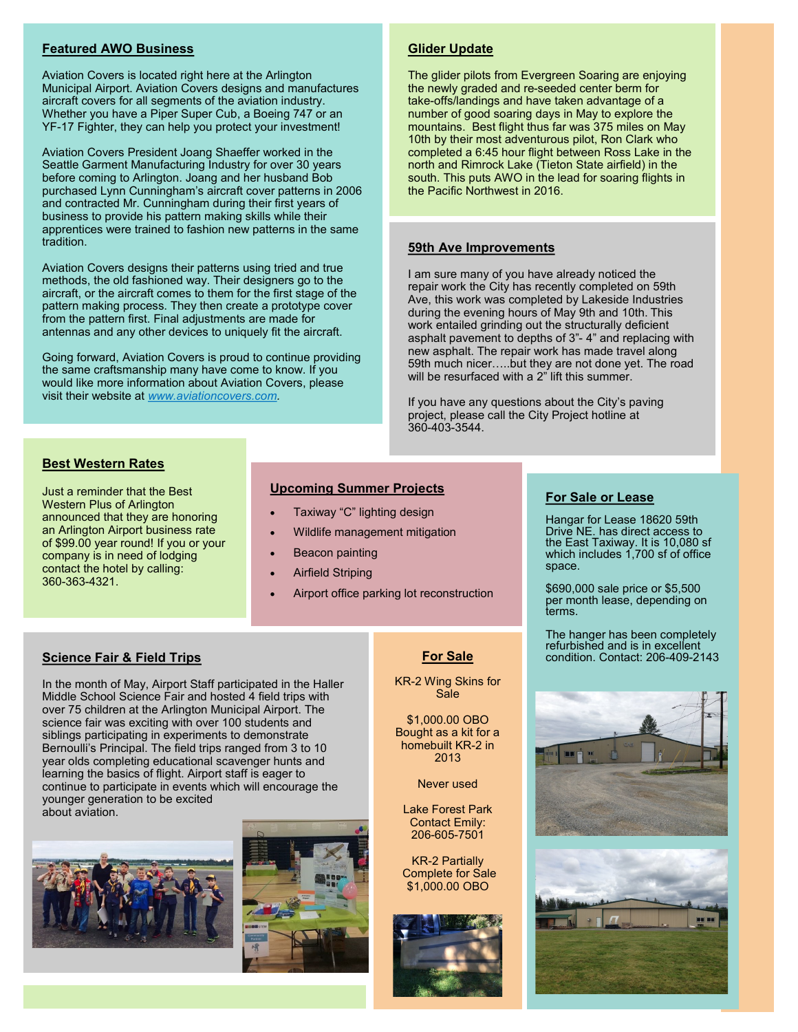## Featured AWO Business

Aviation Covers is located right here at the Arlington Municipal Airport. Aviation Covers designs and manufactures aircraft covers for all segments of the aviation industry. Whether you have a Piper Super Cub, a Boeing 747 or an YF-17 Fighter, they can help you protect your investment!

Aviation Covers President Joang Shaeffer worked in the Seattle Garment Manufacturing Industry for over 30 years before coming to Arlington. Joang and her husband Bob purchased Lynn Cunningham's aircraft cover patterns in 2006 and contracted Mr. Cunningham during their first years of business to provide his pattern making skills while their apprentices were trained to fashion new patterns in the same tradition.

Aviation Covers designs their patterns using tried and true methods, the old fashioned way. Their designers go to the aircraft, or the aircraft comes to them for the first stage of the pattern making process. They then create a prototype cover from the pattern first. Final adjustments are made for antennas and any other devices to uniquely fit the aircraft.

Going forward, Aviation Covers is proud to continue providing the same craftsmanship many have come to know. If you would like more information about Aviation Covers, please visit their website at www.aviationcovers.com.

## Glider Update

The glider pilots from Evergreen Soaring are enjoying the newly graded and re-seeded center berm for take-offs/landings and have taken advantage of a number of good soaring days in May to explore the mountains. Best flight thus far was 375 miles on May 10th by their most adventurous pilot, Ron Clark who completed a 6:45 hour flight between Ross Lake in the north and Rimrock Lake (Tieton State airfield) in the south. This puts AWO in the lead for soaring flights in the Pacific Northwest in 2016.

## 59th Ave Improvements

I am sure many of you have already noticed the repair work the City has recently completed on 59th Ave, this work was completed by Lakeside Industries during the evening hours of May 9th and 10th. This work entailed grinding out the structurally deficient asphalt pavement to depths of 3"- 4" and replacing with new asphalt. The repair work has made travel along 59th much nicer…..but they are not done yet. The road will be resurfaced with a 2" lift this summer.

If you have any questions about the City's paving project, please call the City Project hotline at 360-403-3544.

## Best Western Rates

Just a reminder that the Best Western Plus of Arlington announced that they are honoring an Arlington Airport business rate of $99.00 year round! If you or your company is in need of lodging contact the hotel by calling: 360-363-4321.

## Upcoming Summer Projects

- Taxiway "C" lighting design
- Wildlife management mitigation
- Beacon painting
- Airfield Striping
- Airport office parking lot reconstruction

## For Sale or Lease

Hangar for Lease 18620 59th Drive NE. has direct access to the East Taxiway. It is 10,080 sf which includes 1,700 sf of office space.

$690,000 sale price or $5,500 per month lease, depending on terms.

The hanger has been completely refurbished and is in excellent condition. Contact: 206-409-2143

## Science Fair & Field Trips

In the month of May, Airport Staff participated in the Haller Middle School Science Fair and hosted 4 field trips with over 75 children at the Arlington Municipal Airport. The science fair was exciting with over 100 students and siblings participating in experiments to demonstrate Bernoulli's Principal. The field trips ranged from 3 to 10 year olds completing educational scavenger hunts and learning the basics of flight. Airport staff is eager to continue to participate in events which will encourage the younger generation to be excited about aviation.

## For Sale

KR-2 Wing Skins for Sale

$1,000.00 OBO
Bought as a kit for a homebuilt KR-2 in 2013

Never used

Lake Forest Park
Contact Emily:
206-605-7501

KR-2 Partially Complete for Sale
$1,000.00 OBO